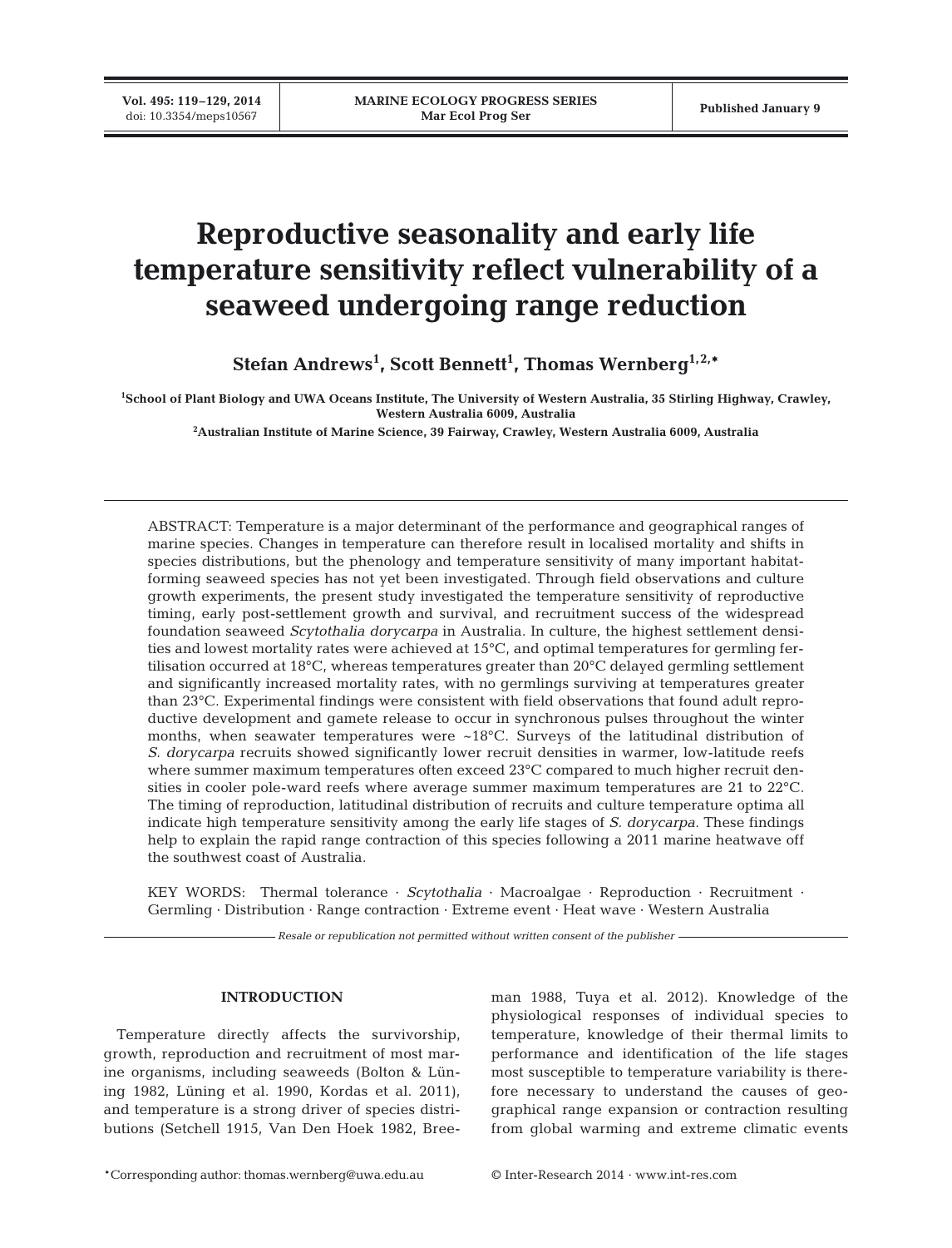# Reproductive seasonality and early life temperature sensitivity reflect vulnerability of a seaweed undergoing range reduction

**Stefan Andrews[1], Scott Bennett[1], Thomas Wernberg[1,2,*]**

[1]School of Plant Biology and UWA Oceans Institute, The University of Western Australia, 35 Stirling Highway, Crawley, Western Australia 6009, Australia

[2]Australian Institute of Marine Science, 39 Fairway, Crawley, Western Australia 6009, Australia

ABSTRACT: Temperature is a major determinant of the performance and geographical ranges of marine species. Changes in temperature can therefore result in localised mortality and shifts in species distributions, but the phenology and temperature sensitivity of many important habitat-forming seaweed species has not yet been investigated. Through field observations and culture growth experiments, the present study investigated the temperature sensitivity of reproductive timing, early post-settlement growth and survival, and recruitment success of the widespread foundation seaweed *Scytothalia dorycarpa* in Australia. In culture, the highest settlement densities and lowest mortality rates were achieved at 15°C, and optimal temperatures for germling fertilisation occurred at 18°C, whereas temperatures greater than 20°C delayed germling settlement and significantly increased mortality rates, with no germlings surviving at temperatures greater than 23°C. Experimental findings were consistent with field observations that found adult reproductive development and gamete release to occur in synchronous pulses throughout the winter months, when seawater temperatures were ~18°C. Surveys of the latitudinal distribution of *S. dorycarpa* recruits showed significantly lower recruit densities in warmer, low-latitude reefs where summer maximum temperatures often exceed 23°C compared to much higher recruit densities in cooler pole-ward reefs where average summer maximum temperatures are 21 to 22°C. The timing of reproduction, latitudinal distribution of recruits and culture temperature optima all indicate high temperature sensitivity among the early life stages of *S. dorycarpa.* These findings help to explain the rapid range contraction of this species following a 2011 marine heatwave off the southwest coast of Australia.

KEY WORDS: Thermal tolerance · *Scytothalia* · Macroalgae · Reproduction · Recruitment · Germling · Distribution · Range contraction · Extreme event · Heat wave · Western Australia

*Resale or republication not permitted without written consent of the publisher*

## INTRODUCTION

Temperature directly affects the survivorship, growth, reproduction and recruitment of most marine organisms, including seaweeds (Bolton & Lüning 1982, Lüning et al. 1990, Kordas et al. 2011), and temperature is a strong driver of species distributions (Setchell 1915, Van Den Hoek 1982, Breeman 1988, Tuya et al. 2012). Knowledge of the physiological responses of individual species to temperature, knowledge of their thermal limits to performance and identification of the life stages most susceptible to temperature variability is therefore necessary to understand the causes of geographical range expansion or contraction resulting from global warming and extreme climatic events

*Corresponding author: thomas.wernberg@uwa.edu.au

© Inter-Research 2014 · www.int-res.com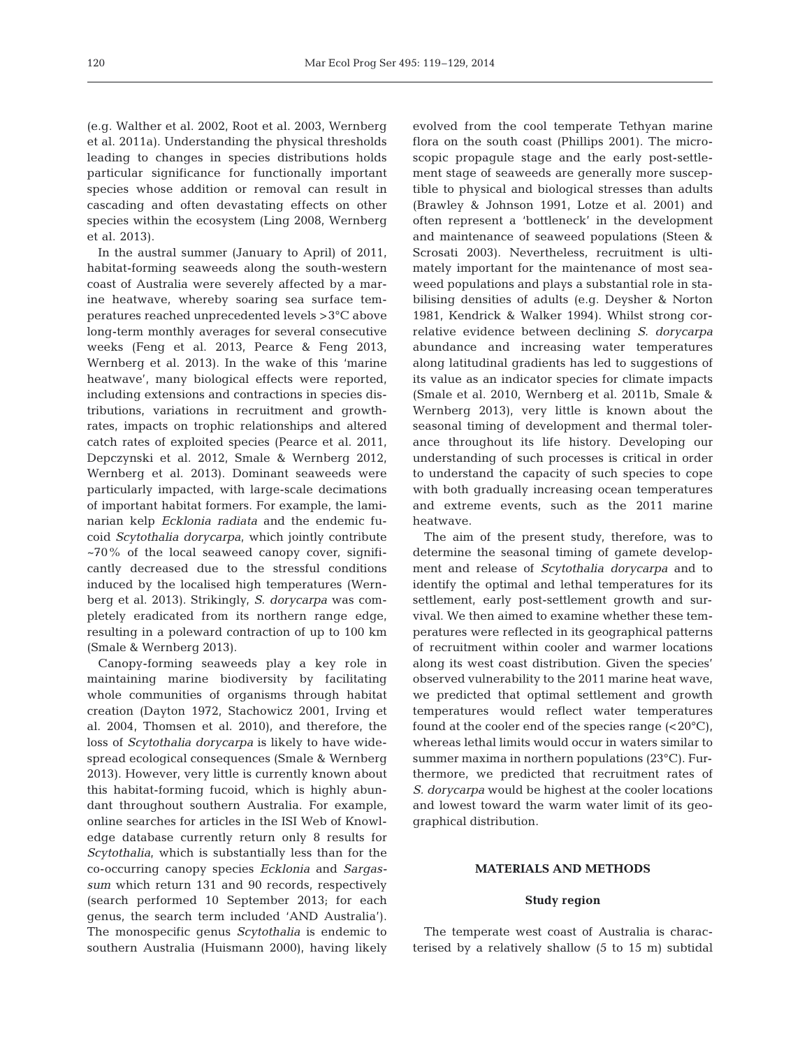(e.g. Walther et al. 2002, Root et al. 2003, Wernberg et al. 2011a). Understanding the physical thresholds leading to changes in species distributions holds particular significance for functionally important species whose addition or removal can result in cascading and often devastating effects on other species within the ecosystem (Ling 2008, Wernberg et al. 2013).

In the austral summer (January to April) of 2011, habitat-forming seaweeds along the south-western coast of Australia were severely affected by a marine heatwave, whereby soaring sea surface temperatures reached unprecedented levels >3°C above long-term monthly averages for several consecutive weeks (Feng et al. 2013, Pearce & Feng 2013, Wernberg et al. 2013). In the wake of this 'marine heatwave', many biological effects were reported, including extensions and contractions in species distributions, variations in recruitment and growth-rates, impacts on trophic relationships and altered catch rates of exploited species (Pearce et al. 2011, Depczynski et al. 2012, Smale & Wernberg 2012, Wernberg et al. 2013). Dominant seaweeds were particularly impacted, with large-scale decimations of important habitat formers. For example, the laminarian kelp *Ecklonia radiata* and the endemic fucoid *Scytothalia dorycarpa*, which jointly contribute ~70% of the local seaweed canopy cover, significantly decreased due to the stressful conditions induced by the localised high temperatures (Wernberg et al. 2013). Strikingly, *S. dorycarpa* was completely eradicated from its northern range edge, resulting in a poleward contraction of up to 100 km (Smale & Wernberg 2013).

Canopy-forming seaweeds play a key role in maintaining marine biodiversity by facilitating whole communities of organisms through habitat creation (Dayton 1972, Stachowicz 2001, Irving et al. 2004, Thomsen et al. 2010), and therefore, the loss of *Scytothalia dorycarpa* is likely to have widespread ecological consequences (Smale & Wernberg 2013). However, very little is currently known about this habitat-forming fucoid, which is highly abundant throughout southern Australia. For example, online searches for articles in the ISI Web of Knowledge database currently return only 8 results for *Scytothalia*, which is substantially less than for the co-occurring canopy species *Ecklonia* and *Sargassum* which return 131 and 90 records, respectively (search performed 10 September 2013; for each genus, the search term included 'AND Australia'). The monospecific genus *Scytothalia* is endemic to southern Australia (Huismann 2000), having likely evolved from the cool temperate Tethyan marine flora on the south coast (Phillips 2001). The microscopic propagule stage and the early post-settlement stage of seaweeds are generally more susceptible to physical and biological stresses than adults (Brawley & Johnson 1991, Lotze et al. 2001) and often represent a 'bottleneck' in the development and maintenance of seaweed populations (Steen & Scrosati 2003). Nevertheless, recruitment is ultimately important for the maintenance of most seaweed populations and plays a substantial role in stabilising densities of adults (e.g. Deysher & Norton 1981, Kendrick & Walker 1994). Whilst strong correlative evidence between declining *S. dorycarpa* abundance and increasing water temperatures along latitudinal gradients has led to suggestions of its value as an indicator species for climate impacts (Smale et al. 2010, Wernberg et al. 2011b, Smale & Wernberg 2013), very little is known about the seasonal timing of development and thermal tolerance throughout its life history. Developing our understanding of such processes is critical in order to understand the capacity of such species to cope with both gradually increasing ocean temperatures and extreme events, such as the 2011 marine heatwave.

The aim of the present study, therefore, was to determine the seasonal timing of gamete development and release of *Scytothalia dorycarpa* and to identify the optimal and lethal temperatures for its settlement, early post-settlement growth and survival. We then aimed to examine whether these temperatures were reflected in its geographical patterns of recruitment within cooler and warmer locations along its west coast distribution. Given the species' observed vulnerability to the 2011 marine heat wave, we predicted that optimal settlement and growth temperatures would reflect water temperatures found at the cooler end of the species range (<20°C), whereas lethal limits would occur in waters similar to summer maxima in northern populations (23°C). Furthermore, we predicted that recruitment rates of *S. dorycarpa* would be highest at the cooler locations and lowest toward the warm water limit of its geographical distribution.

## MATERIALS AND METHODS

### Study region

The temperate west coast of Australia is characterised by a relatively shallow (5 to 15 m) subtidal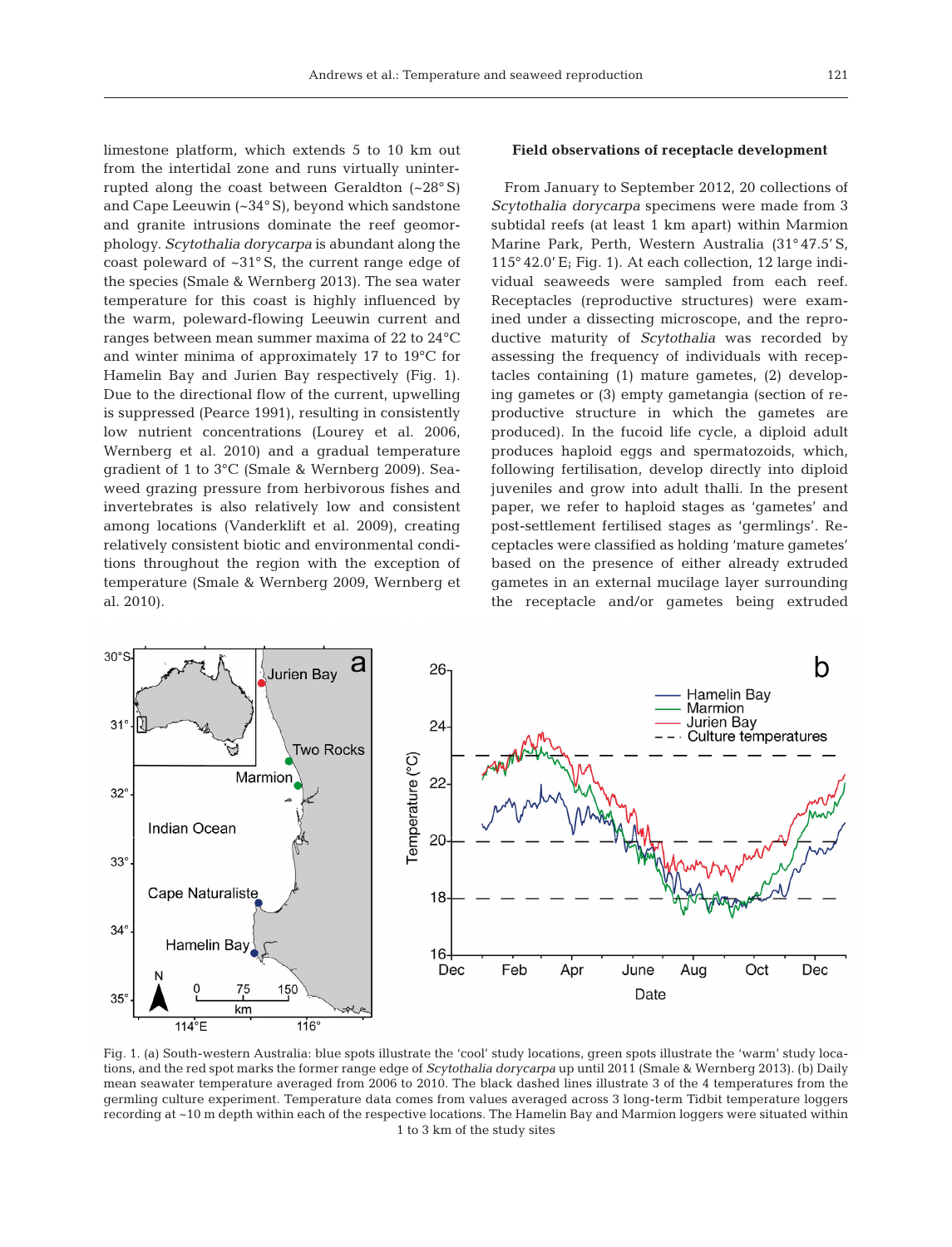limestone platform, which extends 5 to 10 km out from the intertidal zone and runs virtually uninterrupted along the coast between Geraldton (~28° S) and Cape Leeuwin (~34° S), beyond which sandstone and granite intrusions dominate the reef geomorphology. *Scytothalia dorycarpa* is abundant along the coast poleward of ~31° S, the current range edge of the species (Smale & Wernberg 2013). The sea water temperature for this coast is highly influenced by the warm, poleward-flowing Leeuwin current and ranges between mean summer maxima of 22 to 24°C and winter minima of approximately 17 to 19°C for Hamelin Bay and Jurien Bay respectively (Fig. 1). Due to the directional flow of the current, upwelling is suppressed (Pearce 1991), resulting in consistently low nutrient concentrations (Lourey et al. 2006, Wernberg et al. 2010) and a gradual temperature gradient of 1 to 3°C (Smale & Wernberg 2009). Seaweed grazing pressure from herbivorous fishes and invertebrates is also relatively low and consistent among locations (Vanderklift et al. 2009), creating relatively consistent biotic and environmental conditions throughout the region with the exception of temperature (Smale & Wernberg 2009, Wernberg et al. 2010).

## Field observations of receptacle development

From January to September 2012, 20 collections of *Scytothalia dorycarpa* specimens were made from 3 subtidal reefs (at least 1 km apart) within Marmion Marine Park, Perth, Western Australia (31° 47.5' S, 115° 42.0' E; Fig. 1). At each collection, 12 large individual seaweeds were sampled from each reef. Receptacles (reproductive structures) were examined under a dissecting microscope, and the reproductive maturity of *Scytothalia* was recorded by assessing the frequency of individuals with receptacles containing (1) mature gametes, (2) developing gametes or (3) empty gametangia (section of reproductive structure in which the gametes are produced). In the fucoid life cycle, a diploid adult produces haploid eggs and spermatozoids, which, following fertilisation, develop directly into diploid juveniles and grow into adult thalli. In the present paper, we refer to haploid stages as 'gametes' and post-settlement fertilised stages as 'germlings'. Receptacles were classified as holding 'mature gametes' based on the presence of either already extruded gametes in an external mucilage layer surrounding the receptacle and/or gametes being extruded

Fig. 1. (a) South-western Australia: blue spots illustrate the 'cool' study locations, green spots illustrate the 'warm' study locations, and the red spot marks the former range edge of *Scytothalia dorycarpa* up until 2011 (Smale & Wernberg 2013). (b) Daily mean seawater temperature averaged from 2006 to 2010. The black dashed lines illustrate 3 of the 4 temperatures from the germling culture experiment. Temperature data comes from values averaged across 3 long-term Tidbit temperature loggers recording at ~10 m depth within each of the respective locations. The Hamelin Bay and Marmion loggers were situated within 1 to 3 km of the study sites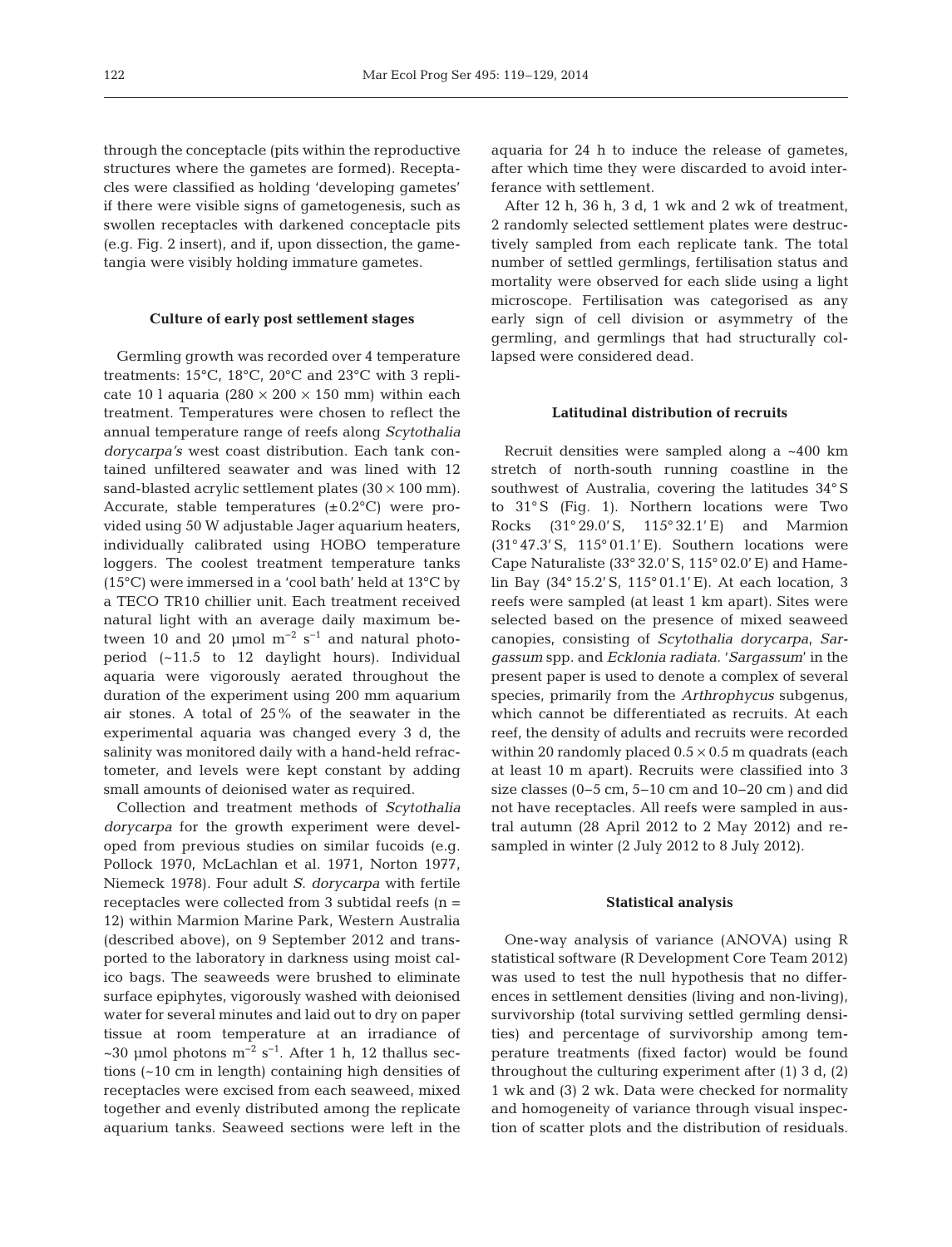through the conceptacle (pits within the reproductive structures where the gametes are formed). Receptacles were classified as holding 'developing gametes' if there were visible signs of gametogenesis, such as swollen receptacles with darkened conceptacle pits (e.g. Fig. 2 insert), and if, upon dissection, the gametangia were visibly holding immature gametes.

### Culture of early post settlement stages

Germling growth was recorded over 4 temperature treatments: 15°C, 18°C, 20°C and 23°C with 3 replicate 10 l aquaria (280 × 200 × 150 mm) within each treatment. Temperatures were chosen to reflect the annual temperature range of reefs along *Scytothalia dorycarpa's* west coast distribution. Each tank contained unfiltered seawater and was lined with 12 sand-blasted acrylic settlement plates (30 × 100 mm). Accurate, stable temperatures (±0.2°C) were provided using 50 W adjustable Jager aquarium heaters, individually calibrated using HOBO temperature loggers. The coolest treatment temperature tanks (15°C) were immersed in a 'cool bath' held at 13°C by a TECO TR10 chillier unit. Each treatment received natural light with an average daily maximum between 10 and 20 µmol $m^{-2}$ $s^{-1}$ and natural photoperiod (~11.5 to 12 daylight hours). Individual aquaria were vigorously aerated throughout the duration of the experiment using 200 mm aquarium air stones. A total of 25% of the seawater in the experimental aquaria was changed every 3 d, the salinity was monitored daily with a hand-held refractometer, and levels were kept constant by adding small amounts of deionised water as required.

Collection and treatment methods of *Scytothalia dorycarpa* for the growth experiment were developed from previous studies on similar fucoids (e.g. Pollock 1970, McLachlan et al. 1971, Norton 1977, Niemeck 1978). Four adult *S. dorycarpa* with fertile receptacles were collected from 3 subtidal reefs (n = 12) within Marmion Marine Park, Western Australia (described above), on 9 September 2012 and transported to the laboratory in darkness using moist calico bags. The seaweeds were brushed to eliminate surface epiphytes, vigorously washed with deionised water for several minutes and laid out to dry on paper tissue at room temperature at an irradiance of ~30 µmol photons $m^{-2}$ $s^{-1}$. After 1 h, 12 thallus sections (~10 cm in length) containing high densities of receptacles were excised from each seaweed, mixed together and evenly distributed among the replicate aquarium tanks. Seaweed sections were left in the aquaria for 24 h to induce the release of gametes, after which time they were discarded to avoid interferance with settlement.

After 12 h, 36 h, 3 d, 1 wk and 2 wk of treatment, 2 randomly selected settlement plates were destructively sampled from each replicate tank. The total number of settled germlings, fertilisation status and mortality were observed for each slide using a light microscope. Fertilisation was categorised as any early sign of cell division or asymmetry of the germling, and germlings that had structurally collapsed were considered dead.

### Latitudinal distribution of recruits

Recruit densities were sampled along a ~400 km stretch of north-south running coastline in the southwest of Australia, covering the latitudes 34° S to 31° S (Fig. 1). Northern locations were Two Rocks (31° 29.0' S, 115° 32.1' E) and Marmion (31° 47.3' S, 115° 01.1' E). Southern locations were Cape Naturaliste (33° 32.0' S, 115° 02.0' E) and Hamelin Bay (34° 15.2' S, 115° 01.1' E). At each location, 3 reefs were sampled (at least 1 km apart). Sites were selected based on the presence of mixed seaweed canopies, consisting of *Scytothalia dorycarpa*, *Sargassum* spp. and *Ecklonia radiata*. '*Sargassum*' in the present paper is used to denote a complex of several species, primarily from the *Arthrophycus* subgenus, which cannot be differentiated as recruits. At each reef, the density of adults and recruits were recorded within 20 randomly placed 0.5 × 0.5 m quadrats (each at least 10 m apart). Recruits were classified into 3 size classes (0–5 cm, 5–10 cm and 10–20 cm) and did not have receptacles. All reefs were sampled in austral autumn (28 April 2012 to 2 May 2012) and resampled in winter (2 July 2012 to 8 July 2012).

### Statistical analysis

One-way analysis of variance (ANOVA) using R statistical software (R Development Core Team 2012) was used to test the null hypothesis that no differences in settlement densities (living and non-living), survivorship (total surviving settled germling densities) and percentage of survivorship among temperature treatments (fixed factor) would be found throughout the culturing experiment after (1) 3 d, (2) 1 wk and (3) 2 wk. Data were checked for normality and homogeneity of variance through visual inspection of scatter plots and the distribution of residuals.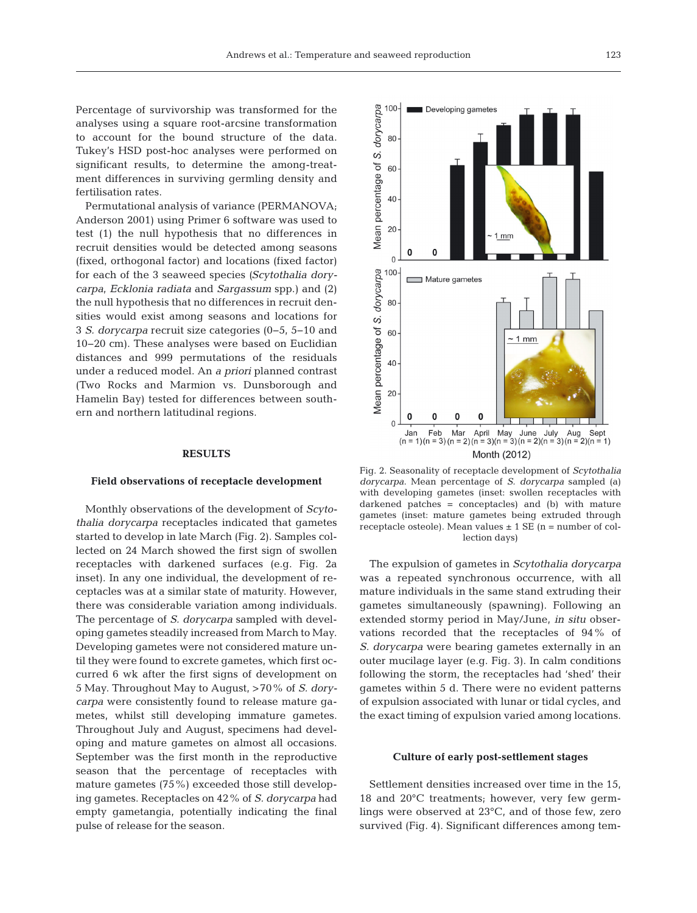Percentage of survivorship was transformed for the analyses using a square root-arcsine transformation to account for the bound structure of the data. Tukey's HSD post-hoc analyses were performed on significant results, to determine the among-treatment differences in surviving germling density and fertilisation rates.

Permutational analysis of variance (PERMANOVA; Anderson 2001) using Primer 6 software was used to test (1) the null hypothesis that no differences in recruit densities would be detected among seasons (fixed, orthogonal factor) and locations (fixed factor) for each of the 3 seaweed species (*Scytothalia dorycarpa*, *Ecklonia radiata* and *Sargassum* spp.) and (2) the null hypothesis that no differences in recruit densities would exist among seasons and locations for 3 *S. dorycarpa* recruit size categories (0–5, 5–10 and 10–20 cm). These analyses were based on Euclidian distances and 999 permutations of the residuals under a reduced model. An *a priori* planned contrast (Two Rocks and Marmion vs. Dunsborough and Hamelin Bay) tested for differences between southern and northern latitudinal regions.

## RESULTS

### Field observations of receptacle development

Monthly observations of the development of *Scytothalia dorycarpa* receptacles indicated that gametes started to develop in late March (Fig. 2). Samples collected on 24 March showed the first sign of swollen receptacles with darkened surfaces (e.g. Fig. 2a inset). In any one individual, the development of receptacles was at a similar state of maturity. However, there was considerable variation among individuals. The percentage of *S. dorycarpa* sampled with developing gametes steadily increased from March to May. Developing gametes were not considered mature until they were found to excrete gametes, which first occurred 6 wk after the first signs of development on 5 May. Throughout May to August, >70% of *S. dorycarpa* were consistently found to release mature gametes, whilst still developing immature gametes. Throughout July and August, specimens had developing and mature gametes on almost all occasions. September was the first month in the reproductive season that the percentage of receptacles with mature gametes (75%) exceeded those still developing gametes. Receptacles on 42% of *S. dorycarpa* had empty gametangia, potentially indicating the final pulse of release for the season.

Fig. 2. Seasonality of receptacle development of *Scytothalia dorycarpa*. Mean percentage of *S. dorycarpa* sampled (a) with developing gametes (inset: swollen receptacles with darkened patches = conceptacles) and (b) with mature gametes (inset: mature gametes being extruded through receptacle osteole). Mean values ± 1 SE (n = number of collection days)

The expulsion of gametes in *Scytothalia dorycarpa* was a repeated synchronous occurrence, with all mature individuals in the same stand extruding their gametes simultaneously (spawning). Following an extended stormy period in May/June, *in situ* observations recorded that the receptacles of 94% of *S. dorycarpa* were bearing gametes externally in an outer mucilage layer (e.g. Fig. 3). In calm conditions following the storm, the receptacles had 'shed' their gametes within 5 d. There were no evident patterns of expulsion associated with lunar or tidal cycles, and the exact timing of expulsion varied among locations.

### Culture of early post-settlement stages

Settlement densities increased over time in the 15, 18 and 20°C treatments; however, very few germlings were observed at 23°C, and of those few, zero survived (Fig. 4). Significant differences among tem-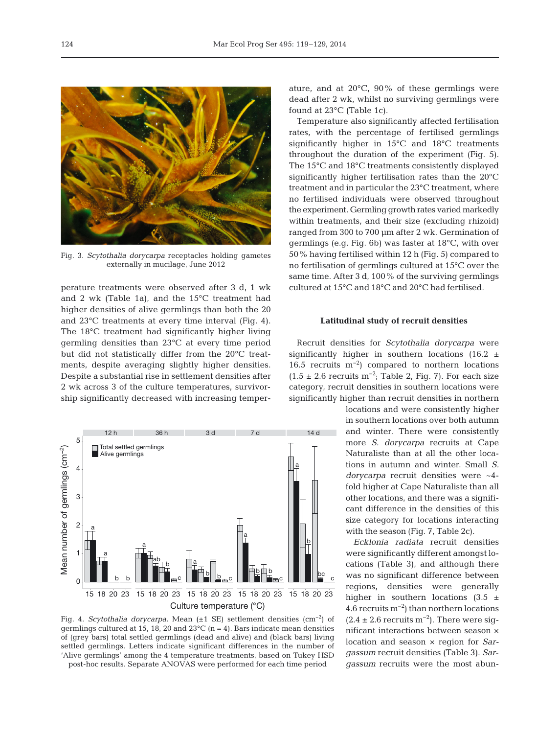Fig. 3. *Scytothalia dorycarpa* receptacles holding gametes externally in mucilage, June 2012

perature treatments were observed after 3 d, 1 wk and 2 wk (Table 1a), and the 15°C treatment had higher densities of alive germlings than both the 20 and 23°C treatments at every time interval (Fig. 4). The 18°C treatment had significantly higher living germling densities than 23°C at every time period but did not statistically differ from the 20°C treatments, despite averaging slightly higher densities. Despite a substantial rise in settlement densities after 2 wk across 3 of the culture temperatures, survivorship significantly decreased with increasing temperature, and at 20°C, 90% of these germlings were dead after 2 wk, whilst no surviving germlings were found at 23°C (Table 1c).

Temperature also significantly affected fertilisation rates, with the percentage of fertilised germlings significantly higher in 15°C and 18°C treatments throughout the duration of the experiment (Fig. 5). The 15°C and 18°C treatments consistently displayed significantly higher fertilisation rates than the 20°C treatment and in particular the 23°C treatment, where no fertilised individuals were observed throughout the experiment. Germling growth rates varied markedly within treatments, and their size (excluding rhizoid) ranged from 300 to 700 µm after 2 wk. Germination of germlings (e.g. Fig. 6b) was faster at 18°C, with over 50% having fertilised within 12 h (Fig. 5) compared to no fertilisation of germlings cultured at 15°C over the same time. After 3 d, 100% of the surviving germlings cultured at 15°C and 18°C and 20°C had fertilised.

Fig. 4. *Scytothalia dorycarpa*. Mean (±1 SE) settlement densities ($cm^{-2}$) of germlings cultured at 15, 18, 20 and 23°C (n = 4). Bars indicate mean densities of (grey bars) total settled germlings (dead and alive) and (black bars) living settled germlings. Letters indicate significant differences in the number of 'Alive germlings' among the 4 temperature treatments, based on Tukey HSD post-hoc results. Separate ANOVAS were performed for each time period

### Latitudinal study of recruit densities

Recruit densities for *Scytothalia dorycarpa* were significantly higher in southern locations (16.2 ± 16.5 recruits $m^{-2}$) compared to northern locations (1.5 ± 2.6 recruits $m^{-2}$; Table 2, Fig. 7). For each size category, recruit densities in southern locations were significantly higher than recruit densities in northern locations and were consistently higher in southern locations over both autumn and winter. There were consistently more *S. dorycarpa* recruits at Cape Naturaliste than at all the other locations in autumn and winter. Small *S. dorycarpa* recruit densities were ~4-fold higher at Cape Naturaliste than all other locations, and there was a significant difference in the densities of this size category for locations interacting with the season (Fig. 7, Table 2c).

*Ecklonia radiata* recruit densities were significantly different amongst locations (Table 3), and although there was no significant difference between regions, densities were generally higher in southern locations (3.5 ± 4.6 recruits $m^{-2}$) than northern locations (2.4 ± 2.6 recruits $m^{-2}$). There were significant interactions between season × location and season × region for *Sargassum* recruit densities (Table 3). *Sargassum* recruits were the most abun-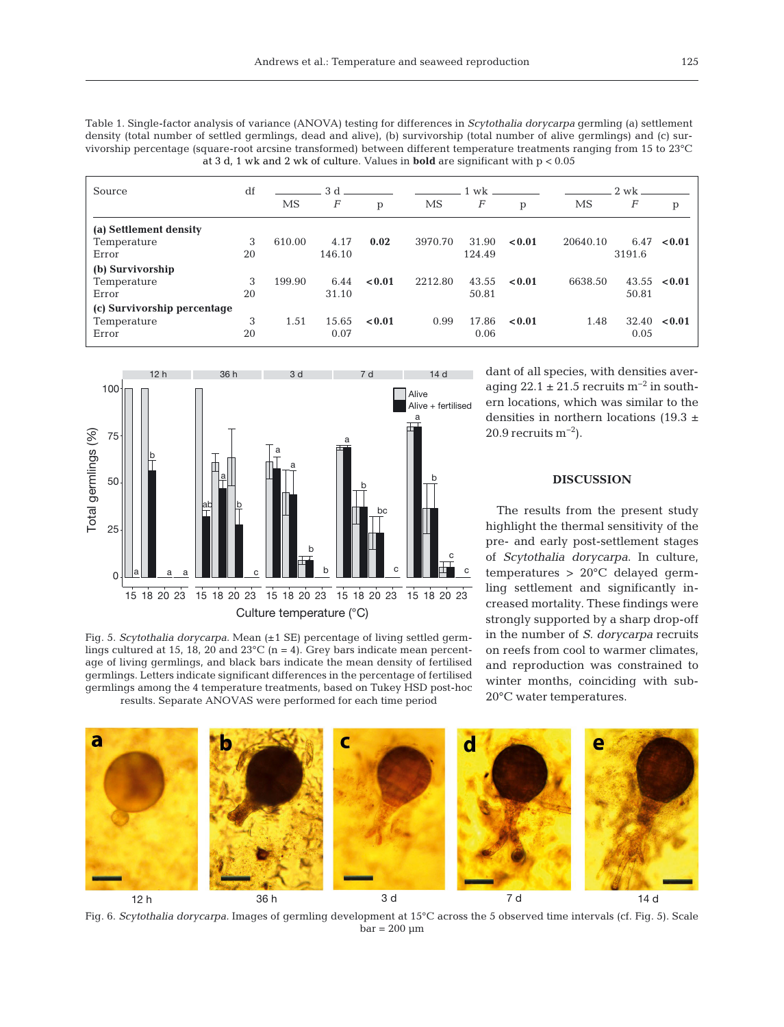Table 1. Single-factor analysis of variance (ANOVA) testing for differences in *Scytothalia dorycarpa* germling (a) settlement density (total number of settled germlings, dead and alive), (b) survivorship (total number of alive germlings) and (c) survivorship percentage (square-root arcsine transformed) between different temperature treatments ranging from 15 to 23°C at 3 d, 1 wk and 2 wk of culture. Values in **bold** are significant with $p < 0.05$

| Source | df | 3 d | | | 1 wk | | | 2 wk | | |
|---|---|---|---|---|---|---|---|---|---|---|
| | | MS | *F* | p | MS | *F* | p | MS | *F* | p |
| **(a) Settlement density** | | | | | | | | | | |
| Temperature | 3 | 610.00 | 4.17 | **0.02** | 3970.70 | 31.90 | **<0.01** | 20640.10 | 6.47 | **<0.01** |
| Error | 20 | | 146.10 | | | 124.49 | | | 3191.6 | |
| **(b) Survivorship** | | | | | | | | | | |
| Temperature | 3 | 199.90 | 6.44 | **<0.01** | 2212.80 | 43.55 | **<0.01** | 6638.50 | 43.55 | **<0.01** |
| Error | 20 | | 31.10 | | | 50.81 | | | 50.81 | |
| **(c) Survivorship percentage** | | | | | | | | | | |
| Temperature | 3 | 1.51 | 15.65 | **<0.01** | 0.99 | 17.86 | **<0.01** | 1.48 | 32.40 | **<0.01** |
| Error | 20 | | 0.07 | | | 0.06 | | | 0.05 | |

Fig. 5. *Scytothalia dorycarpa*. Mean (±1 SE) percentage of living settled germlings cultured at 15, 18, 20 and 23°C (n = 4). Grey bars indicate mean percentage of living germlings, and black bars indicate the mean density of fertilised germlings. Letters indicate significant differences in the percentage of fertilised germlings among the 4 temperature treatments, based on Tukey HSD post-hoc results. Separate ANOVAS were performed for each time period

dant of all species, with densities averaging 22.1 ± 21.5 recruits $m^{-2}$ in southern locations, which was similar to the densities in northern locations (19.3 ± 20.9 recruits $m^{-2}$).

## DISCUSSION

The results from the present study highlight the thermal sensitivity of the pre- and early post-settlement stages of *Scytothalia dorycarpa*. In culture, temperatures > 20°C delayed germling settlement and significantly increased mortality. These findings were strongly supported by a sharp drop-off in the number of *S. dorycarpa* recruits on reefs from cool to warmer climates, and reproduction was constrained to winter months, coinciding with sub-20°C water temperatures.

Fig. 6. *Scytothalia dorycarpa*. Images of germling development at 15°C across the 5 observed time intervals (cf. Fig. 5). Scale bar = 200 µm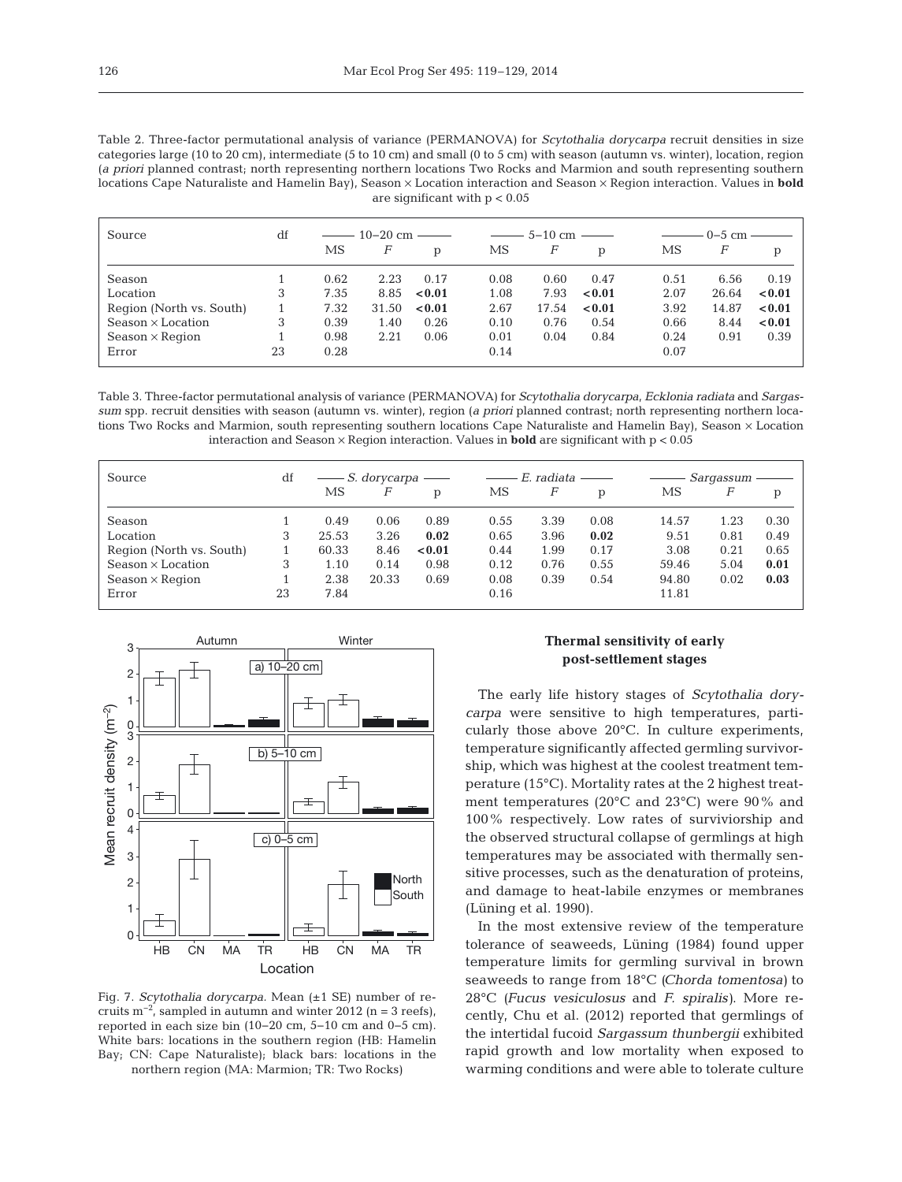Table 2. Three-factor permutational analysis of variance (PERMANOVA) for *Scytothalia dorycarpa* recruit densities in size categories large (10 to 20 cm), intermediate (5 to 10 cm) and small (0 to 5 cm) with season (autumn vs. winter), location, region (*a priori* planned contrast; north representing northern locations Two Rocks and Marmion and south representing southern locations Cape Naturaliste and Hamelin Bay), Season × Location interaction and Season × Region interaction. Values in **bold** are significant with $p < 0.05$

| Source | df | 10–20 cm | | | 5–10 cm | | | 0–5 cm | | |
|---|---|---|---|---|---|---|---|---|---|---|
| | | MS | *F* | p | MS | *F* | p | MS | *F* | p |
| Season | 1 | 0.62 | 2.23 | 0.17 | 0.08 | 0.60 | 0.47 | 0.51 | 6.56 | 0.19 |
| Location | 3 | 7.35 | 8.85 | **<0.01** | 1.08 | 7.93 | **<0.01** | 2.07 | 26.64 | **<0.01** |
| Region (North vs. South) | 1 | 7.32 | 31.50 | **<0.01** | 2.67 | 17.54 | **<0.01** | 3.92 | 14.87 | **<0.01** |
| Season × Location | 3 | 0.39 | 1.40 | 0.26 | 0.10 | 0.76 | 0.54 | 0.66 | 8.44 | **<0.01** |
| Season × Region | 1 | 0.98 | 2.21 | 0.06 | 0.01 | 0.04 | 0.84 | 0.24 | 0.91 | 0.39 |
| Error | 23 | 0.28 | | | 0.14 | | | 0.07 | | |

Table 3. Three-factor permutational analysis of variance (PERMANOVA) for *Scytothalia dorycarpa*, *Ecklonia radiata* and *Sargassum* spp. recruit densities with season (autumn vs. winter), region (*a priori* planned contrast; north representing northern locations Two Rocks and Marmion, south representing southern locations Cape Naturaliste and Hamelin Bay), Season × Location interaction and Season × Region interaction. Values in **bold** are significant with $p < 0.05$

| Source | df | *S. dorycarpa* | | | *E. radiata* | | | *Sargassum* | | |
|---|---|---|---|---|---|---|---|---|---|---|
| | | MS | *F* | p | MS | *F* | p | MS | *F* | p |
| Season | 1 | 0.49 | 0.06 | 0.89 | 0.55 | 3.39 | 0.08 | 14.57 | 1.23 | 0.30 |
| Location | 3 | 25.53 | 3.26 | **0.02** | 0.65 | 3.96 | **0.02** | 9.51 | 0.81 | 0.49 |
| Region (North vs. South) | 1 | 60.33 | 8.46 | **<0.01** | 0.44 | 1.99 | 0.17 | 3.08 | 0.21 | 0.65 |
| Season × Location | 3 | 1.10 | 0.14 | 0.98 | 0.12 | 0.76 | 0.55 | 59.46 | 5.04 | **0.01** |
| Season × Region | 1 | 2.38 | 20.33 | 0.69 | 0.08 | 0.39 | 0.54 | 94.80 | 0.02 | **0.03** |
| Error | 23 | 7.84 | | | 0.16 | | | 11.81 | | |

Fig. 7. *Scytothalia dorycarpa*. Mean (±1 SE) number of recruits $m^{-2}$, sampled in autumn and winter 2012 (n = 3 reefs), reported in each size bin (10–20 cm, 5–10 cm and 0–5 cm). White bars: locations in the southern region (HB: Hamelin Bay; CN: Cape Naturaliste); black bars: locations in the northern region (MA: Marmion; TR: Two Rocks)

### Thermal sensitivity of early post-settlement stages

The early life history stages of *Scytothalia dorycarpa* were sensitive to high temperatures, particularly those above 20°C. In culture experiments, temperature significantly affected germling survivorship, which was highest at the coolest treatment temperature (15°C). Mortality rates at the 2 highest treatment temperatures (20°C and 23°C) were 90% and 100% respectively. Low rates of surviviorship and the observed structural collapse of germlings at high temperatures may be associated with thermally sensitive processes, such as the denaturation of proteins, and damage to heat-labile enzymes or membranes (Lüning et al. 1990).

In the most extensive review of the temperature tolerance of seaweeds, Lüning (1984) found upper temperature limits for germling survival in brown seaweeds to range from 18°C (*Chorda tomentosa*) to 28°C (*Fucus vesiculosus* and *F. spiralis*). More recently, Chu et al. (2012) reported that germlings of the intertidal fucoid *Sargassum thunbergii* exhibited rapid growth and low mortality when exposed to warming conditions and were able to tolerate culture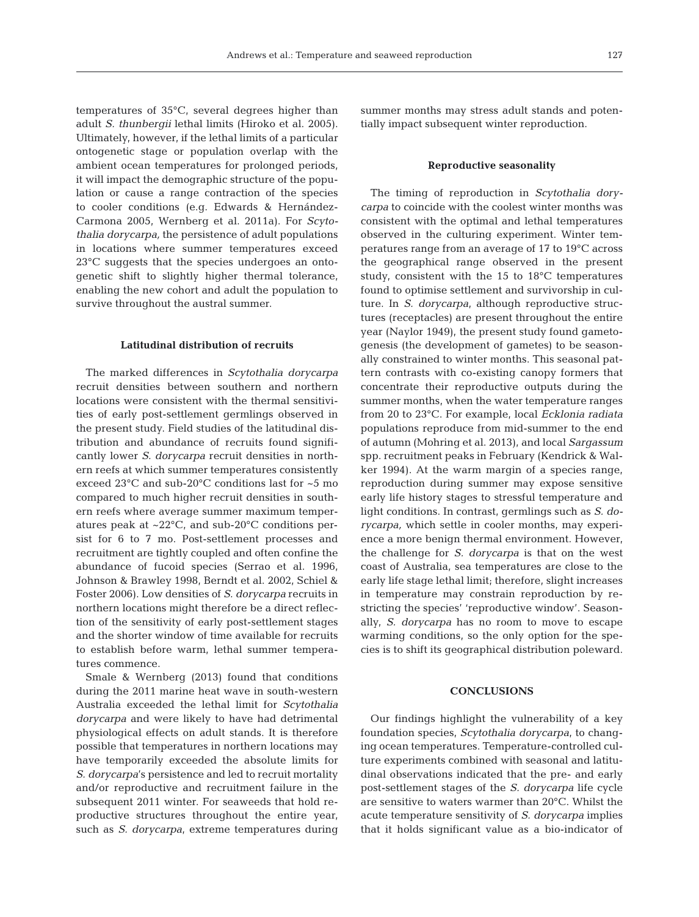temperatures of 35°C, several degrees higher than adult *S. thunbergii* lethal limits (Hiroko et al. 2005). Ultimately, however, if the lethal limits of a particular ontogenetic stage or population overlap with the ambient ocean temperatures for prolonged periods, it will impact the demographic structure of the population or cause a range contraction of the species to cooler conditions (e.g. Edwards & Hernández-Carmona 2005, Wernberg et al. 2011a). For *Scytothalia dorycarpa,* the persistence of adult populations in locations where summer temperatures exceed 23°C suggests that the species undergoes an ontogenetic shift to slightly higher thermal tolerance, enabling the new cohort and adult the population to survive throughout the austral summer.

### Latitudinal distribution of recruits

The marked differences in *Scytothalia dorycarpa* recruit densities between southern and northern locations were consistent with the thermal sensitivities of early post-settlement germlings observed in the present study. Field studies of the latitudinal distribution and abundance of recruits found significantly lower *S. dorycarpa* recruit densities in northern reefs at which summer temperatures consistently exceed 23°C and sub-20°C conditions last for ~5 mo compared to much higher recruit densities in southern reefs where average summer maximum temperatures peak at ~22°C, and sub-20°C conditions persist for 6 to 7 mo. Post-settlement processes and recruitment are tightly coupled and often confine the abundance of fucoid species (Serrao et al. 1996, Johnson & Brawley 1998, Berndt et al. 2002, Schiel & Foster 2006). Low densities of *S. dorycarpa* recruits in northern locations might therefore be a direct reflection of the sensitivity of early post-settlement stages and the shorter window of time available for recruits to establish before warm, lethal summer temperatures commence.

Smale & Wernberg (2013) found that conditions during the 2011 marine heat wave in south-western Australia exceeded the lethal limit for *Scytothalia dorycarpa* and were likely to have had detrimental physiological effects on adult stands. It is therefore possible that temperatures in northern locations may have temporarily exceeded the absolute limits for *S. dorycarpa*'s persistence and led to recruit mortality and/or reproductive and recruitment failure in the subsequent 2011 winter. For seaweeds that hold reproductive structures throughout the entire year, such as *S. dorycarpa*, extreme temperatures during summer months may stress adult stands and potentially impact subsequent winter reproduction.

### Reproductive seasonality

The timing of reproduction in *Scytothalia dorycarpa* to coincide with the coolest winter months was consistent with the optimal and lethal temperatures observed in the culturing experiment. Winter temperatures range from an average of 17 to 19°C across the geographical range observed in the present study, consistent with the 15 to 18°C temperatures found to optimise settlement and survivorship in culture. In *S. dorycarpa*, although reproductive structures (receptacles) are present throughout the entire year (Naylor 1949), the present study found gametogenesis (the development of gametes) to be seasonally constrained to winter months. This seasonal pattern contrasts with co-existing canopy formers that concentrate their reproductive outputs during the summer months, when the water temperature ranges from 20 to 23°C. For example, local *Ecklonia radiata* populations reproduce from mid-summer to the end of autumn (Mohring et al. 2013), and local *Sargassum* spp. recruitment peaks in February (Kendrick & Walker 1994). At the warm margin of a species range, reproduction during summer may expose sensitive early life history stages to stressful temperature and light conditions. In contrast, germlings such as *S. dorycarpa,* which settle in cooler months, may experience a more benign thermal environment. However, the challenge for *S. dorycarpa* is that on the west coast of Australia, sea temperatures are close to the early life stage lethal limit; therefore, slight increases in temperature may constrain reproduction by restricting the species' 'reproductive window'. Seasonally, *S. dorycarpa* has no room to move to escape warming conditions, so the only option for the species is to shift its geographical distribution poleward.

## CONCLUSIONS

Our findings highlight the vulnerability of a key foundation species, *Scytothalia dorycarpa*, to changing ocean temperatures. Temperature-controlled culture experiments combined with seasonal and latitudinal observations indicated that the pre- and early post-settlement stages of the *S. dorycarpa* life cycle are sensitive to waters warmer than 20°C. Whilst the acute temperature sensitivity of *S. dorycarpa* implies that it holds significant value as a bio-indicator of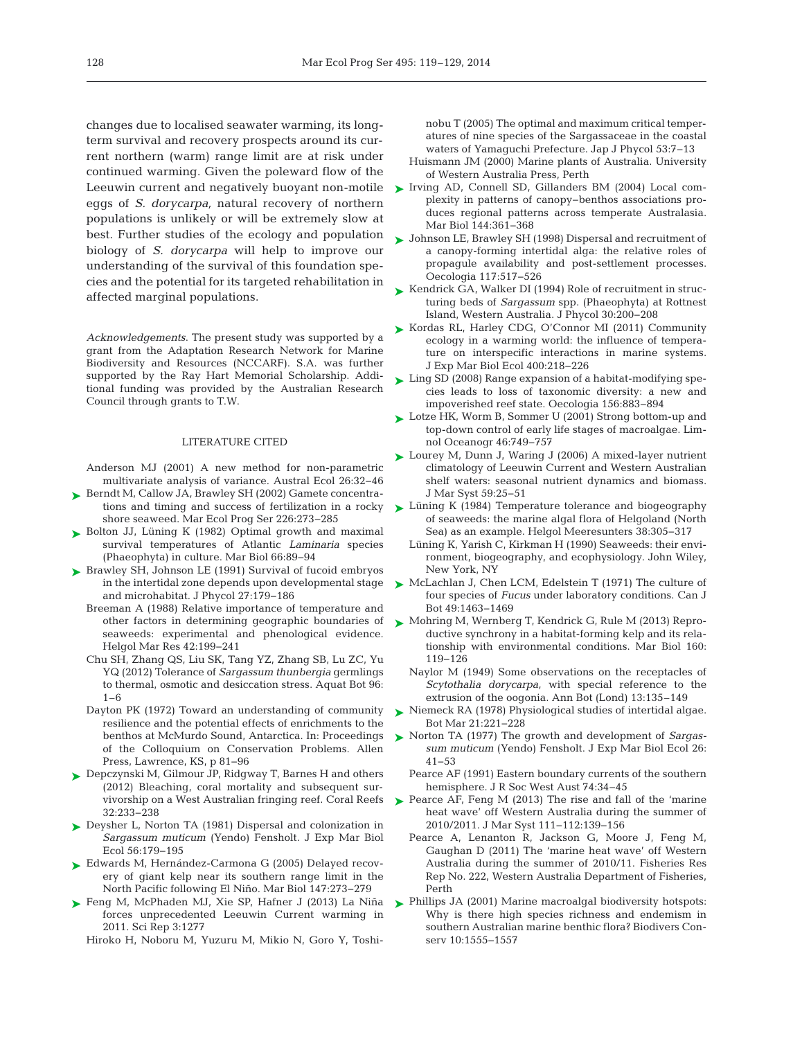changes due to localised seawater warming, its long-term survival and recovery prospects around its current northern (warm) range limit are at risk under continued warming. Given the poleward flow of the Leeuwin current and negatively buoyant non-motile eggs of *S. dorycarpa*, natural recovery of northern populations is unlikely or will be extremely slow at best. Further studies of the ecology and population biology of *S. dorycarpa* will help to improve our understanding of the survival of this foundation species and the potential for its targeted rehabilitation in affected marginal populations.

*Acknowledgements*. The present study was supported by a grant from the Adaptation Research Network for Marine Biodiversity and Resources (NCCARF). S.A. was further supported by the Ray Hart Memorial Scholarship. Additional funding was provided by the Australian Research Council through grants to T.W.

## LITERATURE CITED

Anderson MJ (2001) A new method for non-parametric multivariate analysis of variance. Austral Ecol 26:32–46

Berndt M, Callow JA, Brawley SH (2002) Gamete concentrations and timing and success of fertilization in a rocky shore seaweed. Mar Ecol Prog Ser 226:273–285

Bolton JJ, Lüning K (1982) Optimal growth and maximal survival temperatures of Atlantic *Laminaria* species (Phaeophyta) in culture. Mar Biol 66:89–94

Brawley SH, Johnson LE (1991) Survival of fucoid embryos in the intertidal zone depends upon developmental stage and microhabitat. J Phycol 27:179–186

Breeman A (1988) Relative importance of temperature and other factors in determining geographic boundaries of seaweeds: experimental and phenological evidence. Helgol Mar Res 42:199–241

Chu SH, Zhang QS, Liu SK, Tang YZ, Zhang SB, Lu ZC, Yu YQ (2012) Tolerance of *Sargassum thunbergia* germlings to thermal, osmotic and desiccation stress. Aquat Bot 96: 1–6

Dayton PK (1972) Toward an understanding of community resilience and the potential effects of enrichments to the benthos at McMurdo Sound, Antarctica. In: Proceedings of the Colloquium on Conservation Problems. Allen Press, Lawrence, KS, p 81–96

Depczynski M, Gilmour JP, Ridgway T, Barnes H and others (2012) Bleaching, coral mortality and subsequent survivorship on a West Australian fringing reef. Coral Reefs 32:233–238

Deysher L, Norton TA (1981) Dispersal and colonization in *Sargassum muticum* (Yendo) Fensholt. J Exp Mar Biol Ecol 56:179–195

Edwards M, Hernández-Carmona G (2005) Delayed recovery of giant kelp near its southern range limit in the North Pacific following El Niño. Mar Biol 147:273–279

Feng M, McPhaden MJ, Xie SP, Hafner J (2013) La Niña forces unprecedented Leeuwin Current warming in 2011. Sci Rep 3:1277

Hiroko H, Noboru M, Yuzuru M, Mikio N, Goro Y, Toshinobu T (2005) The optimal and maximum critical temperatures of nine species of the Sargassaceae in the coastal waters of Yamaguchi Prefecture. Jap J Phycol 53:7–13

Huismann JM (2000) Marine plants of Australia. University of Western Australia Press, Perth

Irving AD, Connell SD, Gillanders BM (2004) Local complexity in patterns of canopy–benthos associations produces regional patterns across temperate Australasia. Mar Biol 144:361–368

Johnson LE, Brawley SH (1998) Dispersal and recruitment of a canopy-forming intertidal alga: the relative roles of propagule availability and post-settlement processes. Oecologia 117:517–526

Kendrick GA, Walker DI (1994) Role of recruitment in structuring beds of *Sargassum* spp. (Phaeophyta) at Rottnest Island, Western Australia. J Phycol 30:200–208

Kordas RL, Harley CDG, O'Connor MI (2011) Community ecology in a warming world: the influence of temperature on interspecific interactions in marine systems. J Exp Mar Biol Ecol 400:218–226

Ling SD (2008) Range expansion of a habitat-modifying species leads to loss of taxonomic diversity: a new and impoverished reef state. Oecologia 156:883–894

Lotze HK, Worm B, Sommer U (2001) Strong bottom-up and top-down control of early life stages of macroalgae. Limnol Oceanogr 46:749–757

Lourey M, Dunn J, Waring J (2006) A mixed-layer nutrient climatology of Leeuwin Current and Western Australian shelf waters: seasonal nutrient dynamics and biomass. J Mar Syst 59:25–51

Lüning K (1984) Temperature tolerance and biogeography of seaweeds: the marine algal flora of Helgoland (North Sea) as an example. Helgol Meeresunters 38:305–317

Lüning K, Yarish C, Kirkman H (1990) Seaweeds: their environment, biogeography, and ecophysiology. John Wiley, New York, NY

McLachlan J, Chen LCM, Edelstein T (1971) The culture of four species of *Fucus* under laboratory conditions. Can J Bot 49:1463–1469

Mohring M, Wernberg T, Kendrick G, Rule M (2013) Reproductive synchrony in a habitat-forming kelp and its relationship with environmental conditions. Mar Biol 160: 119–126

Naylor M (1949) Some observations on the receptacles of *Scytothalia dorycarpa*, with special reference to the extrusion of the oogonia. Ann Bot (Lond) 13:135–149

Niemeck RA (1978) Physiological studies of intertidal algae. Bot Mar 21:221–228

Norton TA (1977) The growth and development of *Sargassum muticum* (Yendo) Fensholt. J Exp Mar Biol Ecol 26: 41–53

Pearce AF (1991) Eastern boundary currents of the southern hemisphere. J R Soc West Aust 74:34–45

Pearce AF, Feng M (2013) The rise and fall of the 'marine heat wave' off Western Australia during the summer of 2010/2011. J Mar Syst 111–112:139–156

Pearce A, Lenanton R, Jackson G, Moore J, Feng M, Gaughan D (2011) The 'marine heat wave' off Western Australia during the summer of 2010/11. Fisheries Res Rep No. 222, Western Australia Department of Fisheries, Perth

Phillips JA (2001) Marine macroalgal biodiversity hotspots: Why is there high species richness and endemism in southern Australian marine benthic flora? Biodivers Conserv 10:1555–1557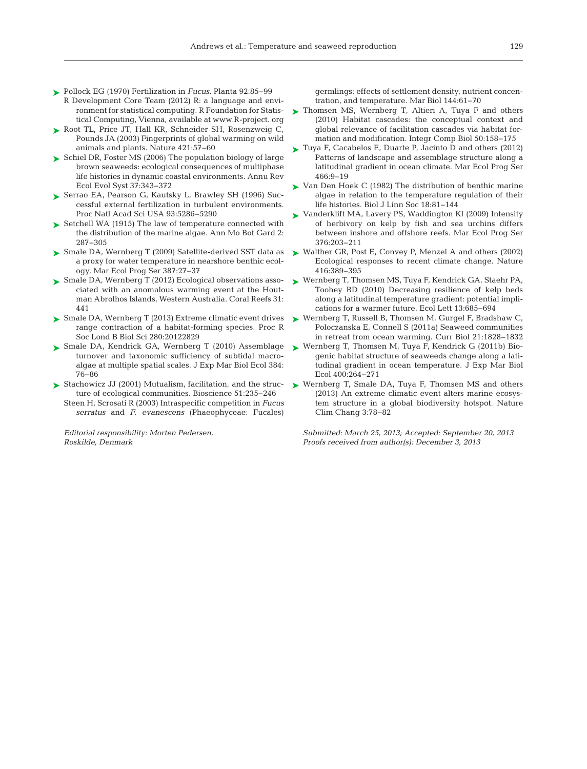Pollock EG (1970) Fertilization in *Fucus*. Planta 92:85–99

R Development Core Team (2012) R: a language and environment for statistical computing. R Foundation for Statistical Computing, Vienna, available at www.R-project.org

Root TL, Price JT, Hall KR, Schneider SH, Rosenzweig C, Pounds JA (2003) Fingerprints of global warming on wild animals and plants. Nature 421:57–60

Schiel DR, Foster MS (2006) The population biology of large brown seaweeds: ecological consequences of multiphase life histories in dynamic coastal environments. Annu Rev Ecol Evol Syst 37:343–372

Serrao EA, Pearson G, Kautsky L, Brawley SH (1996) Successful external fertilization in turbulent environments. Proc Natl Acad Sci USA 93:5286–5290

Setchell WA (1915) The law of temperature connected with the distribution of the marine algae. Ann Mo Bot Gard 2: 287–305

Smale DA, Wernberg T (2009) Satellite-derived SST data as a proxy for water temperature in nearshore benthic ecology. Mar Ecol Prog Ser 387:27–37

Smale DA, Wernberg T (2012) Ecological observations associated with an anomalous warming event at the Houtman Abrolhos Islands, Western Australia. Coral Reefs 31: 441

Smale DA, Wernberg T (2013) Extreme climatic event drives range contraction of a habitat-forming species. Proc R Soc Lond B Biol Sci 280:20122829

Smale DA, Kendrick GA, Wernberg T (2010) Assemblage turnover and taxonomic sufficiency of subtidal macroalgae at multiple spatial scales. J Exp Mar Biol Ecol 384: 76–86

Stachowicz JJ (2001) Mutualism, facilitation, and the structure of ecological communities. Bioscience 51:235–246

Steen H, Scrosati R (2003) Intraspecific competition in *Fucus serratus* and *F. evanescens* (Phaeophyceae: Fucales) germlings: effects of settlement density, nutrient concentration, and temperature. Mar Biol 144:61–70

Thomsen MS, Wernberg T, Altieri A, Tuya F and others (2010) Habitat cascades: the conceptual context and global relevance of facilitation cascades via habitat formation and modification. Integr Comp Biol 50:158–175

Tuya F, Cacabelos E, Duarte P, Jacinto D and others (2012) Patterns of landscape and assemblage structure along a latitudinal gradient in ocean climate. Mar Ecol Prog Ser 466:9–19

Van Den Hoek C (1982) The distribution of benthic marine algae in relation to the temperature regulation of their life histories. Biol J Linn Soc 18:81–144

Vanderklift MA, Lavery PS, Waddington KI (2009) Intensity of herbivory on kelp by fish and sea urchins differs between inshore and offshore reefs. Mar Ecol Prog Ser 376:203–211

Walther GR, Post E, Convey P, Menzel A and others (2002) Ecological responses to recent climate change. Nature 416:389–395

Wernberg T, Thomsen MS, Tuya F, Kendrick GA, Staehr PA, Toohey BD (2010) Decreasing resilience of kelp beds along a latitudinal temperature gradient: potential implications for a warmer future. Ecol Lett 13:685–694

Wernberg T, Russell B, Thomsen M, Gurgel F, Bradshaw C, Poloczanska E, Connell S (2011a) Seaweed communities in retreat from ocean warming. Curr Biol 21:1828–1832

Wernberg T, Thomsen M, Tuya F, Kendrick G (2011b) Biogenic habitat structure of seaweeds change along a latitudinal gradient in ocean temperature. J Exp Mar Biol Ecol 400:264–271

Wernberg T, Smale DA, Tuya F, Thomsen MS and others (2013) An extreme climatic event alters marine ecosystem structure in a global biodiversity hotspot. Nature Clim Chang 3:78–82

*Editorial responsibility: Morten Pedersen, Roskilde, Denmark*

*Submitted: March 25, 2013; Accepted: September 20, 2013*
*Proofs received from author(s): December 3, 2013*